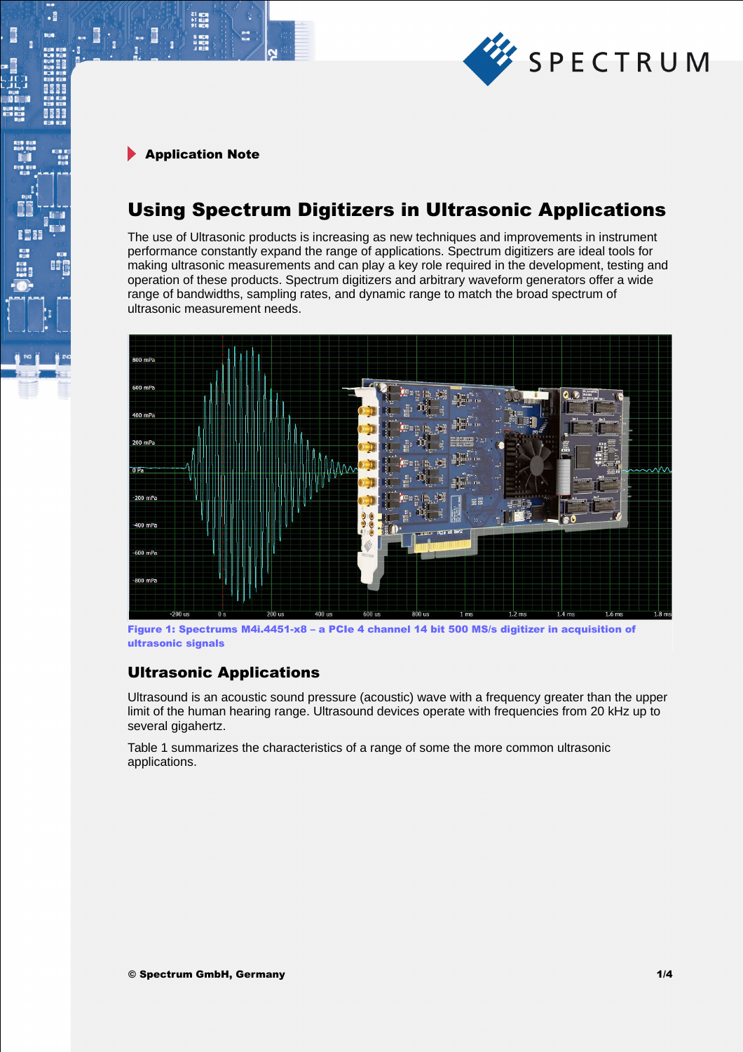Application Note

# Using Spectrum Digitizers in Ultrasonic Applications

The use of Ultrasonic products is increasing as new techniques and improvements in instrument performance constantly expand the range of applications. Spectrum digitizers are ideal tools for making ultrasonic measurements and can play a key role required in the development, testing and operation of these products. Spectrum digitizers and arbitrary waveform generators offer a wide range of bandwidths, sampling rates, and dynamic range to match the broad spectrum of ultrasonic measurement needs.

**Figure 1: Spectrums M4i.4451-x8 – a PCIe 4 channel 14 bit 500 MS/s digitizer in acquisition of ultrasonic signals**

## Ultrasonic Applications

Ultrasound is an acoustic sound pressure (acoustic) wave with a frequency greater than the upper limit of the human hearing range. Ultrasound devices operate with frequencies from 20 kHz up to several gigahertz.

Table 1 summarizes the characteristics of a range of some the more common ultrasonic applications.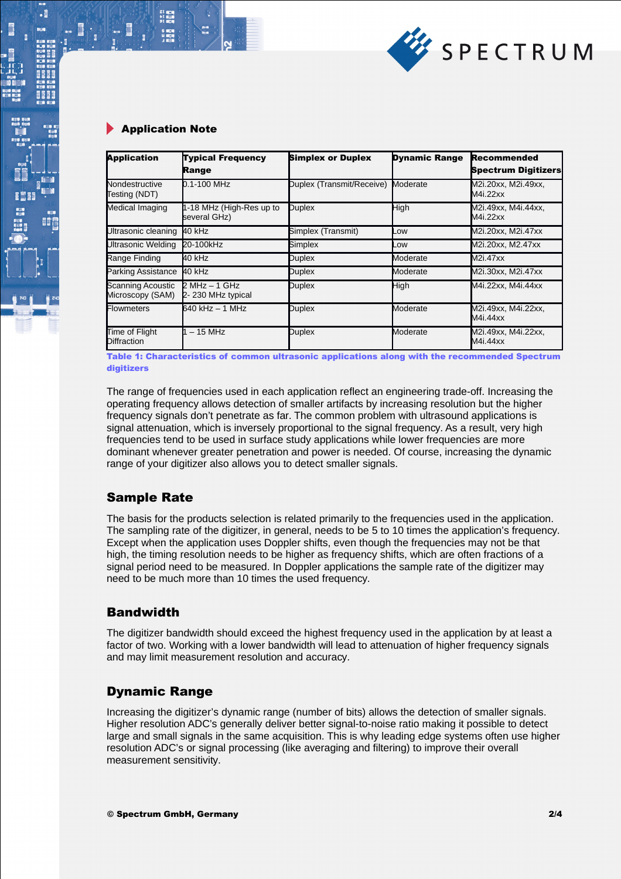## Application Note

| Application | Typical Frequency Range | Simplex or Duplex | Dynamic Range | Recommended Spectrum Digitizers |
|---|---|---|---|---|
| Nondestructive Testing (NDT) | 0.1-100 MHz | Duplex (Transmit/Receive) | Moderate | M2i.20xx, M2i.49xx, M4i.22xx |
| Medical Imaging | 1-18 MHz (High-Res up to several GHz) | Duplex | High | M2i.49xx, M4i.44xx, M4i.22xx |
| Ultrasonic cleaning | 40 kHz | Simplex (Transmit) | Low | M2i.20xx, M2i.47xx |
| Ultrasonic Welding | 20-100kHz | Simplex | Low | M2i.20xx, M2.47xx |
| Range Finding | 40 kHz | Duplex | Moderate | M2i.47xx |
| Parking Assistance | 40 kHz | Duplex | Moderate | M2i.30xx, M2i.47xx |
| Scanning Acoustic Microscopy (SAM) | 2 MHz – 1 GHz 2- 230 MHz typical | Duplex | High | M4i.22xx, M4i.44xx |
| Flowmeters | 640 kHz – 1 MHz | Duplex | Moderate | M2i.49xx, M4i.22xx, M4i.44xx |
| Time of Flight Diffraction | 1 – 15 MHz | Duplex | Moderate | M2i.49xx, M4i.22xx, M4i.44xx |

**Table 1: Characteristics of common ultrasonic applications along with the recommended Spectrum digitizers**

The range of frequencies used in each application reflect an engineering trade-off. Increasing the operating frequency allows detection of smaller artifacts by increasing resolution but the higher frequency signals don't penetrate as far. The common problem with ultrasound applications is signal attenuation, which is inversely proportional to the signal frequency. As a result, very high frequencies tend to be used in surface study applications while lower frequencies are more dominant whenever greater penetration and power is needed. Of course, increasing the dynamic range of your digitizer also allows you to detect smaller signals.

### Sample Rate

The basis for the products selection is related primarily to the frequencies used in the application. The sampling rate of the digitizer, in general, needs to be 5 to 10 times the application's frequency. Except when the application uses Doppler shifts, even though the frequencies may not be that high, the timing resolution needs to be higher as frequency shifts, which are often fractions of a signal period need to be measured. In Doppler applications the sample rate of the digitizer may need to be much more than 10 times the used frequency.

### Bandwidth

The digitizer bandwidth should exceed the highest frequency used in the application by at least a factor of two. Working with a lower bandwidth will lead to attenuation of higher frequency signals and may limit measurement resolution and accuracy.

### Dynamic Range

Increasing the digitizer's dynamic range (number of bits) allows the detection of smaller signals. Higher resolution ADC's generally deliver better signal-to-noise ratio making it possible to detect large and small signals in the same acquisition. This is why leading edge systems often use higher resolution ADC's or signal processing (like averaging and filtering) to improve their overall measurement sensitivity.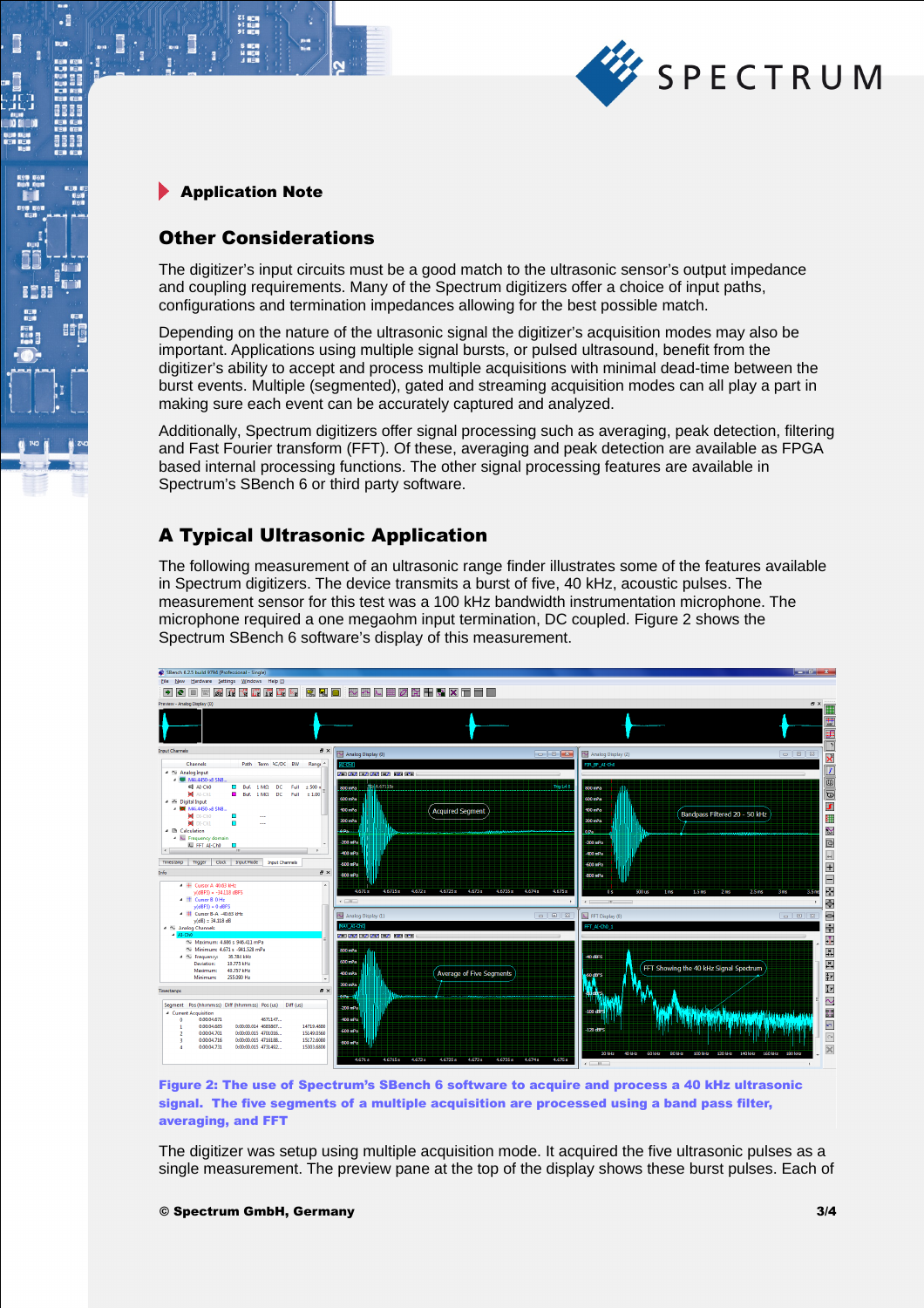Application Note

## Other Considerations

The digitizer's input circuits must be a good match to the ultrasonic sensor's output impedance and coupling requirements. Many of the Spectrum digitizers offer a choice of input paths, configurations and termination impedances allowing for the best possible match.

Depending on the nature of the ultrasonic signal the digitizer's acquisition modes may also be important. Applications using multiple signal bursts, or pulsed ultrasound, benefit from the digitizer's ability to accept and process multiple acquisitions with minimal dead-time between the burst events. Multiple (segmented), gated and streaming acquisition modes can all play a part in making sure each event can be accurately captured and analyzed.

Additionally, Spectrum digitizers offer signal processing such as averaging, peak detection, filtering and Fast Fourier transform (FFT). Of these, averaging and peak detection are available as FPGA based internal processing functions. The other signal processing features are available in Spectrum's SBench 6 or third party software.

## A Typical Ultrasonic Application

The following measurement of an ultrasonic range finder illustrates some of the features available in Spectrum digitizers. The device transmits a burst of five, 40 kHz, acoustic pulses. The measurement sensor for this test was a 100 kHz bandwidth instrumentation microphone. The microphone required a one megaohm input termination, DC coupled. Figure 2 shows the Spectrum SBench 6 software's display of this measurement.

**Figure 2: The use of Spectrum's SBench 6 software to acquire and process a 40 kHz ultrasonic signal. The five segments of a multiple acquisition are processed using a band pass filter, averaging, and FFT**

The digitizer was setup using multiple acquisition mode. It acquired the five ultrasonic pulses as a single measurement. The preview pane at the top of the display shows these burst pulses. Each of

© Spectrum GmbH, Germany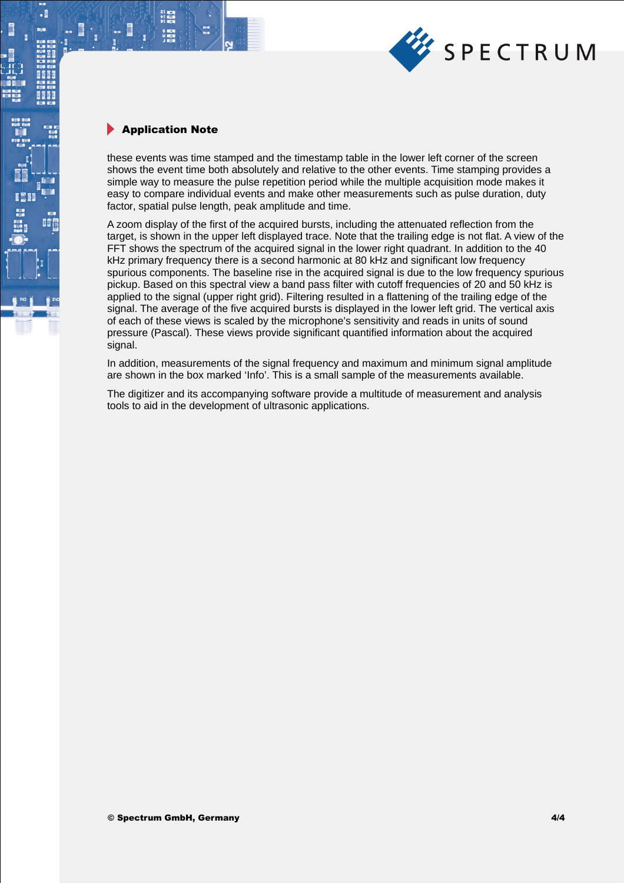## Application Note

these events was time stamped and the timestamp table in the lower left corner of the screen shows the event time both absolutely and relative to the other events. Time stamping provides a simple way to measure the pulse repetition period while the multiple acquisition mode makes it easy to compare individual events and make other measurements such as pulse duration, duty factor, spatial pulse length, peak amplitude and time.

A zoom display of the first of the acquired bursts, including the attenuated reflection from the target, is shown in the upper left displayed trace. Note that the trailing edge is not flat. A view of the FFT shows the spectrum of the acquired signal in the lower right quadrant. In addition to the 40 kHz primary frequency there is a second harmonic at 80 kHz and significant low frequency spurious components. The baseline rise in the acquired signal is due to the low frequency spurious pickup. Based on this spectral view a band pass filter with cutoff frequencies of 20 and 50 kHz is applied to the signal (upper right grid). Filtering resulted in a flattening of the trailing edge of the signal. The average of the five acquired bursts is displayed in the lower left grid. The vertical axis of each of these views is scaled by the microphone's sensitivity and reads in units of sound pressure (Pascal). These views provide significant quantified information about the acquired signal.

In addition, measurements of the signal frequency and maximum and minimum signal amplitude are shown in the box marked 'Info'. This is a small sample of the measurements available.

The digitizer and its accompanying software provide a multitude of measurement and analysis tools to aid in the development of ultrasonic applications.

© Spectrum GmbH, Germany